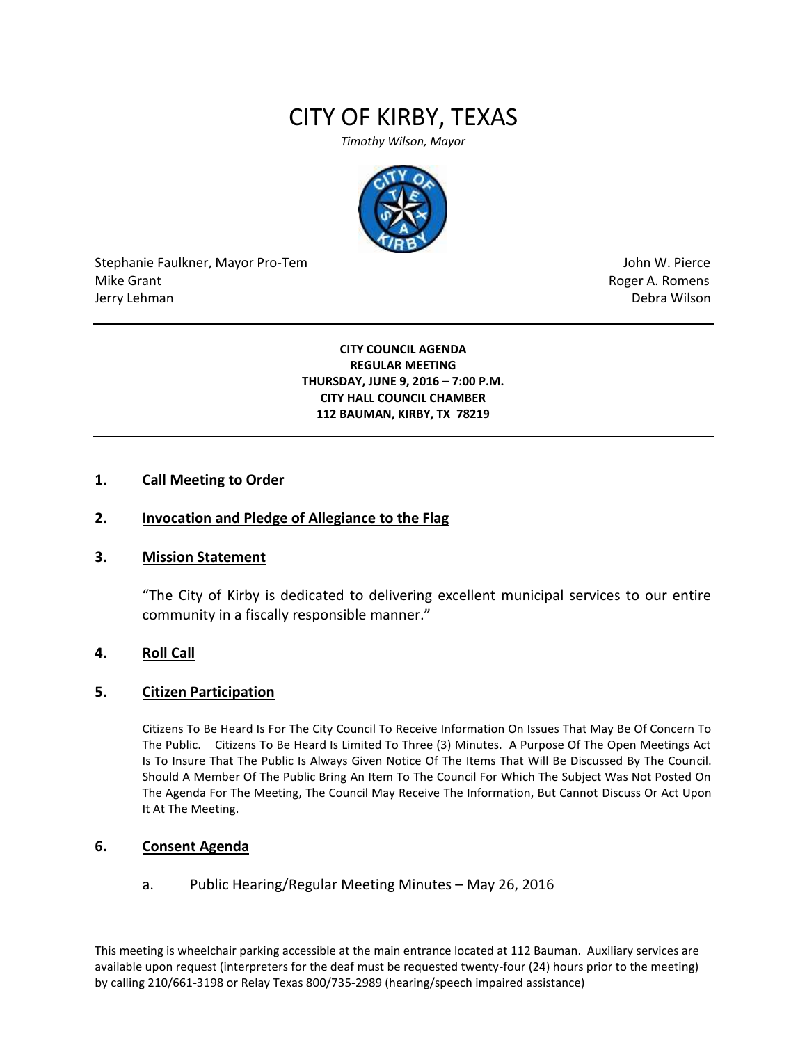# CITY OF KIRBY, TEXAS

*Timothy Wilson, Mayor*

Stephanie Faulkner, Mayor Pro-Tem
Mike Grant
Jerry Lehman

John W. Pierce
Roger A. Romens
Debra Wilson

---

**CITY COUNCIL AGENDA**
**REGULAR MEETING**
**THURSDAY, JUNE 9, 2016 – 7:00 P.M.**
**CITY HALL COUNCIL CHAMBER**
**112 BAUMAN, KIRBY, TX 78219**

---

## 1. Call Meeting to Order

## 2. Invocation and Pledge of Allegiance to the Flag

## 3. Mission Statement

"The City of Kirby is dedicated to delivering excellent municipal services to our entire community in a fiscally responsible manner."

## 4. Roll Call

## 5. Citizen Participation

Citizens To Be Heard Is For The City Council To Receive Information On Issues That May Be Of Concern To The Public. Citizens To Be Heard Is Limited To Three (3) Minutes. A Purpose Of The Open Meetings Act Is To Insure That The Public Is Always Given Notice Of The Items That Will Be Discussed By The Council. Should A Member Of The Public Bring An Item To The Council For Which The Subject Was Not Posted On The Agenda For The Meeting, The Council May Receive The Information, But Cannot Discuss Or Act Upon It At The Meeting.

## 6. Consent Agenda

a. Public Hearing/Regular Meeting Minutes – May 26, 2016

This meeting is wheelchair parking accessible at the main entrance located at 112 Bauman. Auxiliary services are available upon request (interpreters for the deaf must be requested twenty-four (24) hours prior to the meeting) by calling 210/661-3198 or Relay Texas 800/735-2989 (hearing/speech impaired assistance)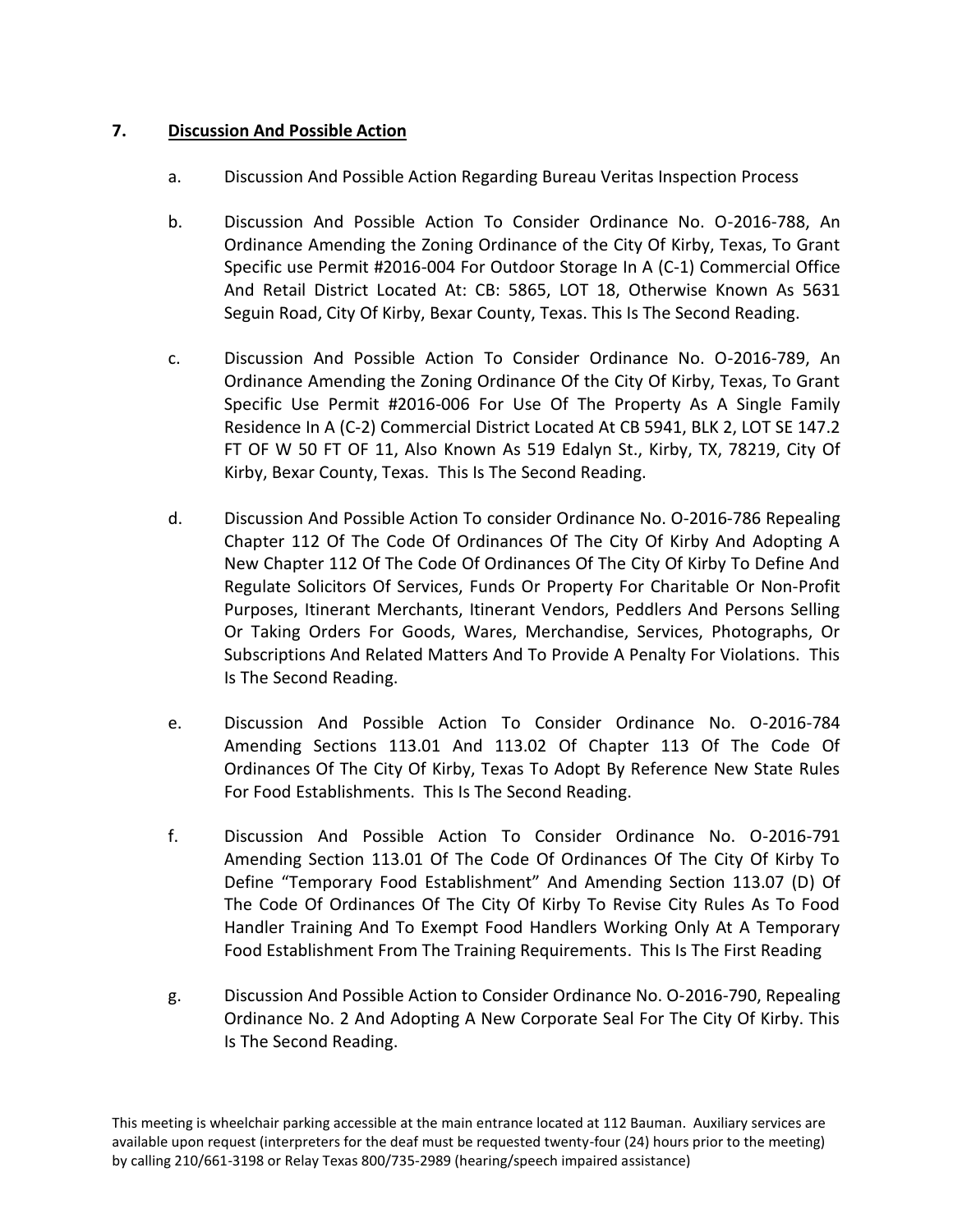**7. Discussion And Possible Action**

a. Discussion And Possible Action Regarding Bureau Veritas Inspection Process

b. Discussion And Possible Action To Consider Ordinance No. O-2016-788, An Ordinance Amending the Zoning Ordinance of the City Of Kirby, Texas, To Grant Specific use Permit #2016-004 For Outdoor Storage In A (C-1) Commercial Office And Retail District Located At: CB: 5865, LOT 18, Otherwise Known As 5631 Seguin Road, City Of Kirby, Bexar County, Texas. This Is The Second Reading.

c. Discussion And Possible Action To Consider Ordinance No. O-2016-789, An Ordinance Amending the Zoning Ordinance Of the City Of Kirby, Texas, To Grant Specific Use Permit #2016-006 For Use Of The Property As A Single Family Residence In A (C-2) Commercial District Located At CB 5941, BLK 2, LOT SE 147.2 FT OF W 50 FT OF 11, Also Known As 519 Edalyn St., Kirby, TX, 78219, City Of Kirby, Bexar County, Texas. This Is The Second Reading.

d. Discussion And Possible Action To consider Ordinance No. O-2016-786 Repealing Chapter 112 Of The Code Of Ordinances Of The City Of Kirby And Adopting A New Chapter 112 Of The Code Of Ordinances Of The City Of Kirby To Define And Regulate Solicitors Of Services, Funds Or Property For Charitable Or Non-Profit Purposes, Itinerant Merchants, Itinerant Vendors, Peddlers And Persons Selling Or Taking Orders For Goods, Wares, Merchandise, Services, Photographs, Or Subscriptions And Related Matters And To Provide A Penalty For Violations. This Is The Second Reading.

e. Discussion And Possible Action To Consider Ordinance No. O-2016-784 Amending Sections 113.01 And 113.02 Of Chapter 113 Of The Code Of Ordinances Of The City Of Kirby, Texas To Adopt By Reference New State Rules For Food Establishments. This Is The Second Reading.

f. Discussion And Possible Action To Consider Ordinance No. O-2016-791 Amending Section 113.01 Of The Code Of Ordinances Of The City Of Kirby To Define "Temporary Food Establishment" And Amending Section 113.07 (D) Of The Code Of Ordinances Of The City Of Kirby To Revise City Rules As To Food Handler Training And To Exempt Food Handlers Working Only At A Temporary Food Establishment From The Training Requirements. This Is The First Reading

g. Discussion And Possible Action to Consider Ordinance No. O-2016-790, Repealing Ordinance No. 2 And Adopting A New Corporate Seal For The City Of Kirby. This Is The Second Reading.

This meeting is wheelchair parking accessible at the main entrance located at 112 Bauman. Auxiliary services are available upon request (interpreters for the deaf must be requested twenty-four (24) hours prior to the meeting) by calling 210/661-3198 or Relay Texas 800/735-2989 (hearing/speech impaired assistance)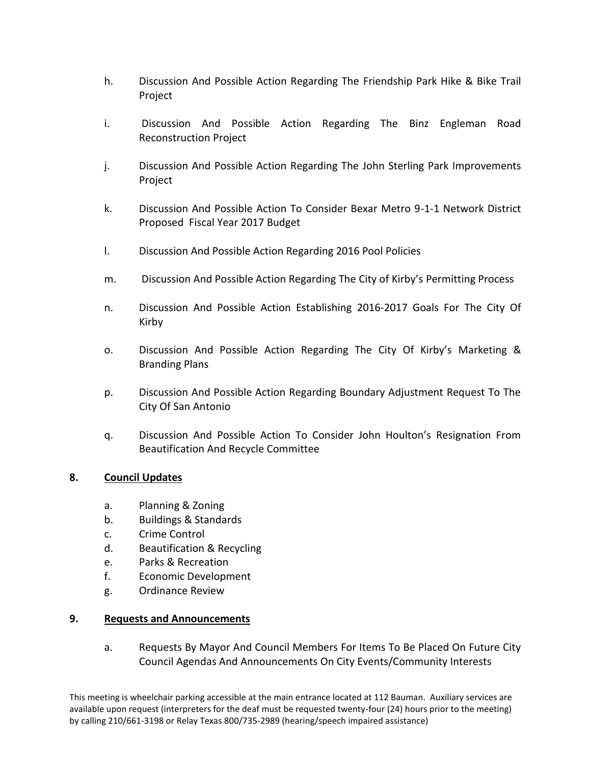h. Discussion And Possible Action Regarding The Friendship Park Hike & Bike Trail Project

i. Discussion And Possible Action Regarding The Binz Engleman Road Reconstruction Project

j. Discussion And Possible Action Regarding The John Sterling Park Improvements Project

k. Discussion And Possible Action To Consider Bexar Metro 9-1-1 Network District Proposed Fiscal Year 2017 Budget

l. Discussion And Possible Action Regarding 2016 Pool Policies

m. Discussion And Possible Action Regarding The City of Kirby's Permitting Process

n. Discussion And Possible Action Establishing 2016-2017 Goals For The City Of Kirby

o. Discussion And Possible Action Regarding The City Of Kirby's Marketing & Branding Plans

p. Discussion And Possible Action Regarding Boundary Adjustment Request To The City Of San Antonio

q. Discussion And Possible Action To Consider John Houlton's Resignation From Beautification And Recycle Committee

**8. <u>Council Updates</u>**

a. Planning & Zoning
b. Buildings & Standards
c. Crime Control
d. Beautification & Recycling
e. Parks & Recreation
f. Economic Development
g. Ordinance Review

**9. <u>Requests and Announcements</u>**

a. Requests By Mayor And Council Members For Items To Be Placed On Future City Council Agendas And Announcements On City Events/Community Interests

This meeting is wheelchair parking accessible at the main entrance located at 112 Bauman. Auxiliary services are available upon request (interpreters for the deaf must be requested twenty-four (24) hours prior to the meeting) by calling 210/661-3198 or Relay Texas 800/735-2989 (hearing/speech impaired assistance)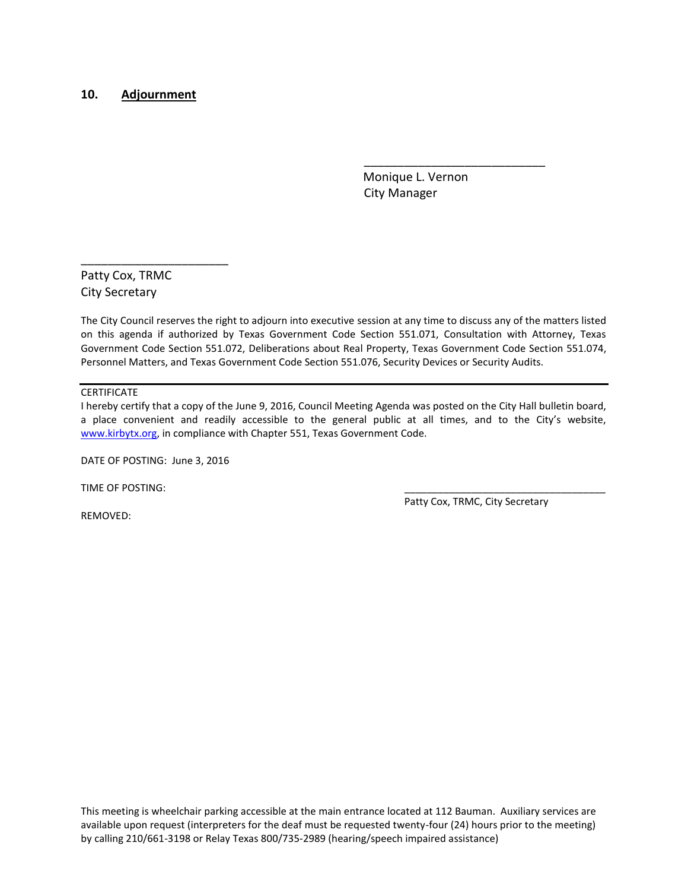## 10. **Adjournment**

\_\_\_\_\_\_\_\_\_\_\_\_\_\_\_\_\_\_\_\_\_\_\_\_\_\_\_\_
Monique L. Vernon
City Manager

\_\_\_\_\_\_\_\_\_\_\_\_\_\_\_\_\_\_\_\_\_\_\_\_
Patty Cox, TRMC
City Secretary

The City Council reserves the right to adjourn into executive session at any time to discuss any of the matters listed on this agenda if authorized by Texas Government Code Section 551.071, Consultation with Attorney, Texas Government Code Section 551.072, Deliberations about Real Property, Texas Government Code Section 551.074, Personnel Matters, and Texas Government Code Section 551.076, Security Devices or Security Audits.

---

CERTIFICATE

I hereby certify that a copy of the June 9, 2016, Council Meeting Agenda was posted on the City Hall bulletin board, a place convenient and readily accessible to the general public at all times, and to the City's website, [www.kirbytx.org](http://www.kirbytx.org), in compliance with Chapter 551, Texas Government Code.

DATE OF POSTING: June 3, 2016

TIME OF POSTING:

\_\_\_\_\_\_\_\_\_\_\_\_\_\_\_\_\_\_\_\_\_\_\_\_\_\_\_\_\_\_\_\_\_\_\_
Patty Cox, TRMC, City Secretary

REMOVED:

This meeting is wheelchair parking accessible at the main entrance located at 112 Bauman. Auxiliary services are available upon request (interpreters for the deaf must be requested twenty-four (24) hours prior to the meeting) by calling 210/661-3198 or Relay Texas 800/735-2989 (hearing/speech impaired assistance)